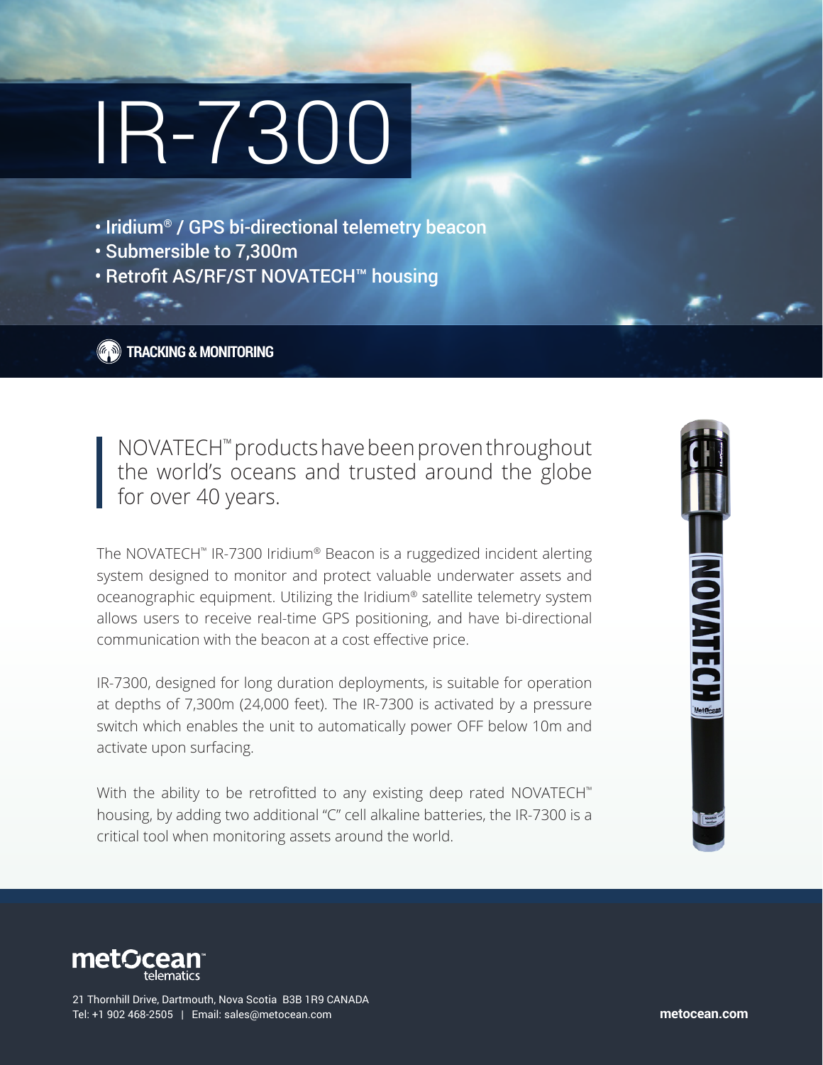# IR-7300

- Iridium® / GPS bi-directional telemetry beacon
- Submersible to 7,300m
- Retrofit AS/RF/ST NOVATECH™ housing

**TRACKING & MONITORING**

> NOVATECH™ products have been proven throughout the world's oceans and trusted around the globe for over 40 years.

The NOVATECH™ IR-7300 Iridium® Beacon is a ruggedized incident alerting system designed to monitor and protect valuable underwater assets and oceanographic equipment. Utilizing the Iridium® satellite telemetry system allows users to receive real-time GPS positioning, and have bi-directional communication with the beacon at a cost effective price.

IR-7300, designed for long duration deployments, is suitable for operation at depths of 7,300m (24,000 feet). The IR-7300 is activated by a pressure switch which enables the unit to automatically power OFF below 10m and activate upon surfacing.

With the ability to be retrofitted to any existing deep rated NOVATECH™ housing, by adding two additional "C" cell alkaline batteries, the IR-7300 is a critical tool when monitoring assets around the world.

metOcean™ telematics

21 Thornhill Drive, Dartmouth, Nova Scotia B3B 1R9 CANADA
Tel: +1 902 468-2505 | Email: sales@metocean.com

metocean.com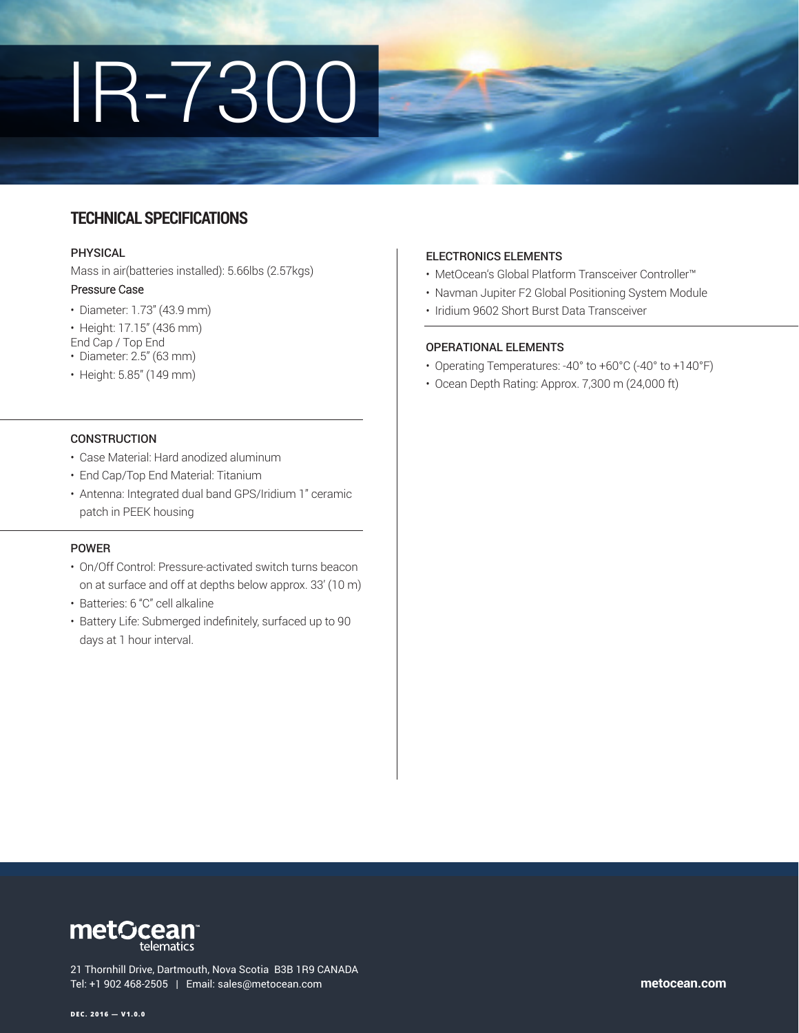# IR-7300

## TECHNICAL SPECIFICATIONS

### PHYSICAL

Mass in air(batteries installed): 5.66lbs (2.57kgs)

Pressure Case

- Diameter: 1.73" (43.9 mm)
- Height: 17.15" (436 mm)

End Cap / Top End

- Diameter: 2.5" (63 mm)
- Height: 5.85" (149 mm)

### CONSTRUCTION

- Case Material: Hard anodized aluminum
- End Cap/Top End Material: Titanium
- Antenna: Integrated dual band GPS/Iridium 1" ceramic patch in PEEK housing

### POWER

- On/Off Control: Pressure-activated switch turns beacon on at surface and off at depths below approx. 33' (10 m)
- Batteries: 6 "C" cell alkaline
- Battery Life: Submerged indefinitely, surfaced up to 90 days at 1 hour interval.

### ELECTRONICS ELEMENTS

- MetOcean's Global Platform Transceiver Controller™
- Navman Jupiter F2 Global Positioning System Module
- Iridium 9602 Short Burst Data Transceiver

### OPERATIONAL ELEMENTS

- Operating Temperatures: -40° to +60°C (-40° to +140°F)
- Ocean Depth Rating: Approx. 7,300 m (24,000 ft)

metOcean™ telematics

21 Thornhill Drive, Dartmouth, Nova Scotia B3B 1R9 CANADA
Tel: +1 902 468-2505 | Email: sales@metocean.com

metocean.com

DEC. 2016 — V1.0.0